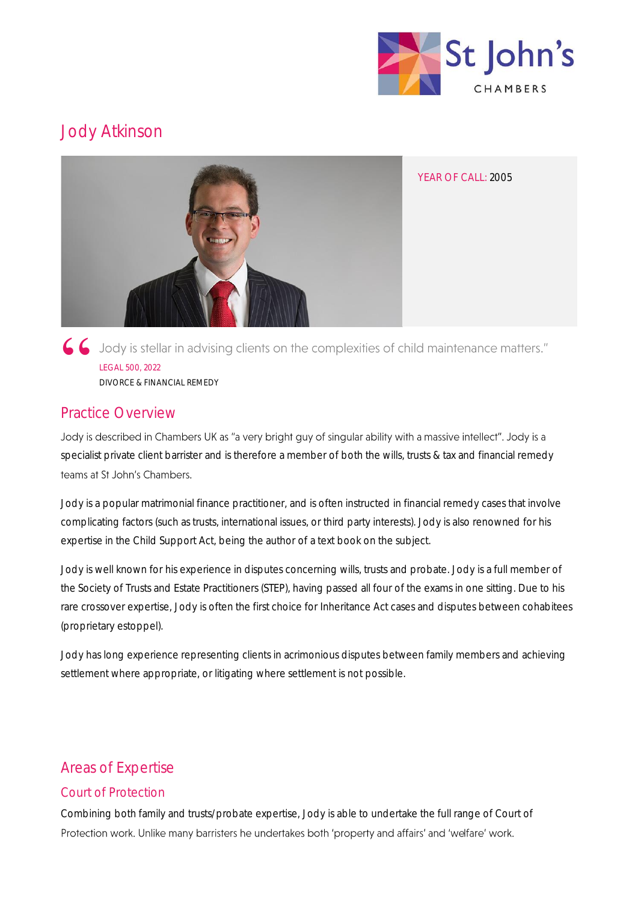# Jody Atkinson

YEAR OF CALL: 2005

> "Jody is stellar in advising clients on the complexities of child maintenance matters."
>
> LEGAL 500, 2022
>
> DIVORCE & FINANCIAL REMEDY

## Practice Overview

Jody is described in Chambers UK as "a very bright guy of singular ability with a massive intellect". Jody is a specialist private client barrister and is therefore a member of both the wills, trusts & tax and financial remedy teams at St John's Chambers.

Jody is a popular matrimonial finance practitioner, and is often instructed in financial remedy cases that involve complicating factors (such as trusts, international issues, or third party interests). Jody is also renowned for his expertise in the Child Support Act, being the author of a text book on the subject.

Jody is well known for his experience in disputes concerning wills, trusts and probate. Jody is a full member of the Society of Trusts and Estate Practitioners (STEP), having passed all four of the exams in one sitting. Due to his rare crossover expertise, Jody is often the first choice for Inheritance Act cases and disputes between cohabitees (proprietary estoppel).

Jody has long experience representing clients in acrimonious disputes between family members and achieving settlement where appropriate, or litigating where settlement is not possible.

## Areas of Expertise

### Court of Protection

Combining both family and trusts/probate expertise, Jody is able to undertake the full range of Court of Protection work. Unlike many barristers he undertakes both 'property and affairs' and 'welfare' work.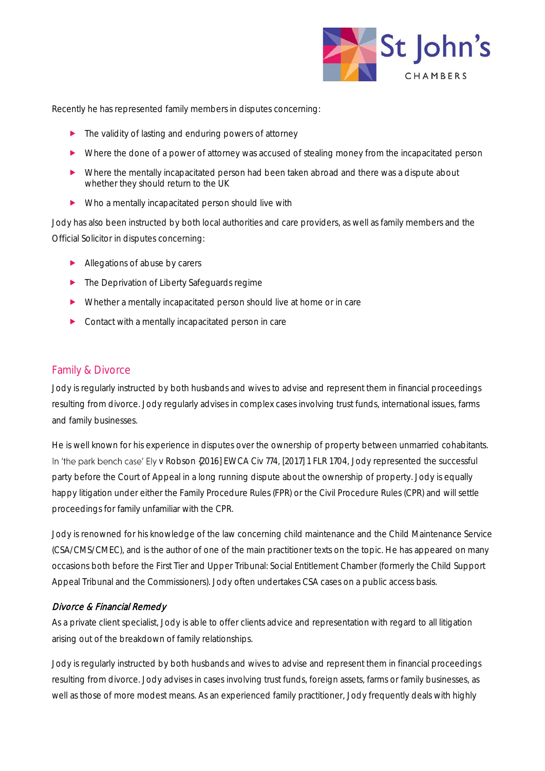Recently he has represented family members in disputes concerning:

- The validity of lasting and enduring powers of attorney
- Where the done of a power of attorney was accused of stealing money from the incapacitated person
- Where the mentally incapacitated person had been taken abroad and there was a dispute about whether they should return to the UK
- Who a mentally incapacitated person should live with

Jody has also been instructed by both local authorities and care providers, as well as family members and the Official Solicitor in disputes concerning:

- Allegations of abuse by carers
- The Deprivation of Liberty Safeguards regime
- Whether a mentally incapacitated person should live at home or in care
- Contact with a mentally incapacitated person in care

## Family & Divorce

Jody is regularly instructed by both husbands and wives to advise and represent them in financial proceedings resulting from divorce. Jody regularly advises in complex cases involving trust funds, international issues, farms and family businesses.

He is well known for his experience in disputes over the ownership of property between unmarried cohabitants. In 'the park bench case' Ely v Robson {2016] EWCA Civ 774, [2017] 1 FLR 1704, Jody represented the successful party before the Court of Appeal in a long running dispute about the ownership of property. Jody is equally happy litigation under either the Family Procedure Rules (FPR) or the Civil Procedure Rules (CPR) and will settle proceedings for family unfamiliar with the CPR.

Jody is renowned for his knowledge of the law concerning child maintenance and the Child Maintenance Service (CSA/CMS/CMEC), and is the author of one of the main practitioner texts on the topic. He has appeared on many occasions both before the First Tier and Upper Tribunal: Social Entitlement Chamber (formerly the Child Support Appeal Tribunal and the Commissioners). Jody often undertakes CSA cases on a public access basis.

### *Divorce & Financial Remedy*

As a private client specialist, Jody is able to offer clients advice and representation with regard to all litigation arising out of the breakdown of family relationships.

Jody is regularly instructed by both husbands and wives to advise and represent them in financial proceedings resulting from divorce. Jody advises in cases involving trust funds, foreign assets, farms or family businesses, as well as those of more modest means. As an experienced family practitioner, Jody frequently deals with highly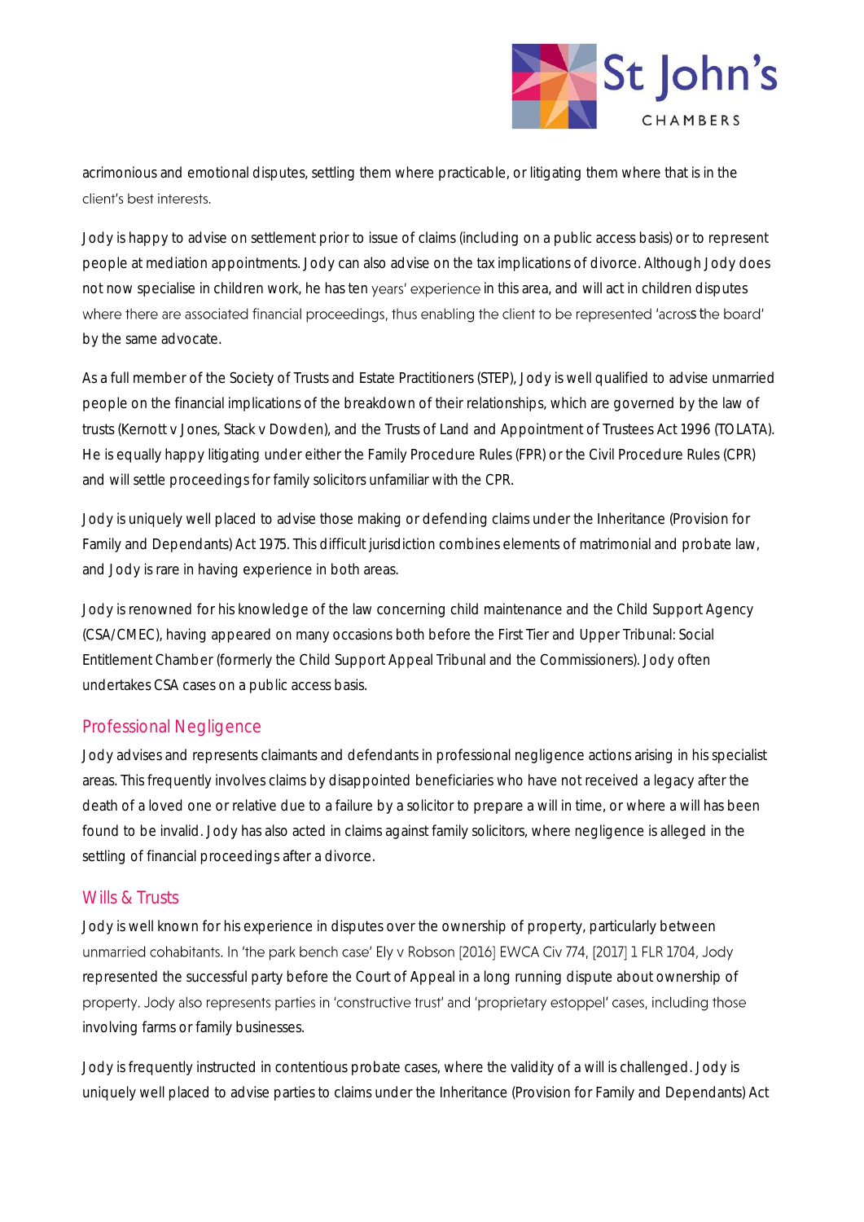acrimonious and emotional disputes, settling them where practicable, or litigating them where that is in the client's best interests.

Jody is happy to advise on settlement prior to issue of claims (including on a public access basis) or to represent people at mediation appointments. Jody can also advise on the tax implications of divorce. Although Jody does not now specialise in children work, he has ten years' experience in this area, and will act in children disputes where there are associated financial proceedings, thus enabling the client to be represented 'across the board' by the same advocate.

As a full member of the Society of Trusts and Estate Practitioners (STEP), Jody is well qualified to advise unmarried people on the financial implications of the breakdown of their relationships, which are governed by the law of trusts (Kernott v Jones, Stack v Dowden), and the Trusts of Land and Appointment of Trustees Act 1996 (TOLATA). He is equally happy litigating under either the Family Procedure Rules (FPR) or the Civil Procedure Rules (CPR) and will settle proceedings for family solicitors unfamiliar with the CPR.

Jody is uniquely well placed to advise those making or defending claims under the Inheritance (Provision for Family and Dependants) Act 1975. This difficult jurisdiction combines elements of matrimonial and probate law, and Jody is rare in having experience in both areas.

Jody is renowned for his knowledge of the law concerning child maintenance and the Child Support Agency (CSA/CMEC), having appeared on many occasions both before the First Tier and Upper Tribunal: Social Entitlement Chamber (formerly the Child Support Appeal Tribunal and the Commissioners). Jody often undertakes CSA cases on a public access basis.

## Professional Negligence

Jody advises and represents claimants and defendants in professional negligence actions arising in his specialist areas. This frequently involves claims by disappointed beneficiaries who have not received a legacy after the death of a loved one or relative due to a failure by a solicitor to prepare a will in time, or where a will has been found to be invalid. Jody has also acted in claims against family solicitors, where negligence is alleged in the settling of financial proceedings after a divorce.

## Wills & Trusts

Jody is well known for his experience in disputes over the ownership of property, particularly between unmarried cohabitants. In 'the park bench case' Ely v Robson [2016] EWCA Civ 774, [2017] 1 FLR 1704, Jody represented the successful party before the Court of Appeal in a long running dispute about ownership of property. Jody also represents parties in 'constructive trust' and 'proprietary estoppel' cases, including those involving farms or family businesses.

Jody is frequently instructed in contentious probate cases, where the validity of a will is challenged. Jody is uniquely well placed to advise parties to claims under the Inheritance (Provision for Family and Dependants) Act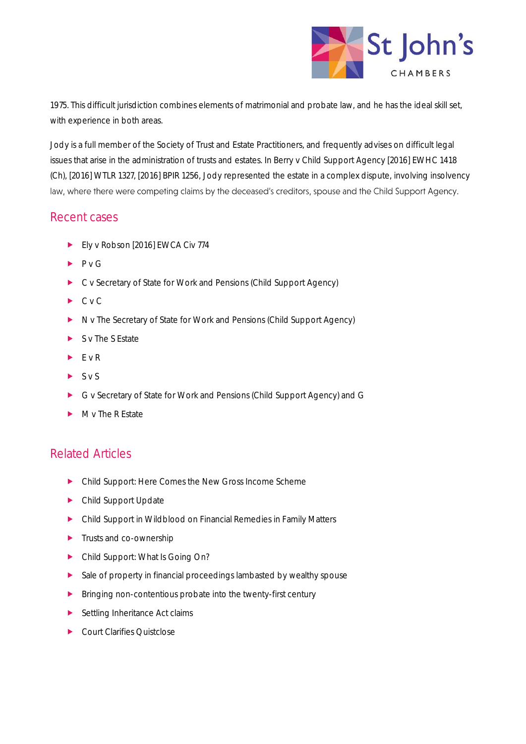1975. This difficult jurisdiction combines elements of matrimonial and probate law, and he has the ideal skill set, with experience in both areas.

Jody is a full member of the Society of Trust and Estate Practitioners, and frequently advises on difficult legal issues that arise in the administration of trusts and estates. In Berry v Child Support Agency [2016] EWHC 1418 (Ch), [2016] WTLR 1327, [2016] BPIR 1256, Jody represented the estate in a complex dispute, involving insolvency law, where there were competing claims by the deceased's creditors, spouse and the Child Support Agency.

## Recent cases

- Ely v Robson [2016] EWCA Civ 774
- P v G
- C v Secretary of State for Work and Pensions (Child Support Agency)
- C v C
- N v The Secretary of State for Work and Pensions (Child Support Agency)
- S v The S Estate
- E v R
- S v S
- G v Secretary of State for Work and Pensions (Child Support Agency) and G
- M v The R Estate

## Related Articles

- Child Support: Here Comes the New Gross Income Scheme
- Child Support Update
- Child Support in Wildblood on Financial Remedies in Family Matters
- Trusts and co-ownership
- Child Support: What Is Going On?
- Sale of property in financial proceedings lambasted by wealthy spouse
- Bringing non-contentious probate into the twenty-first century
- Settling Inheritance Act claims
- Court Clarifies Quistclose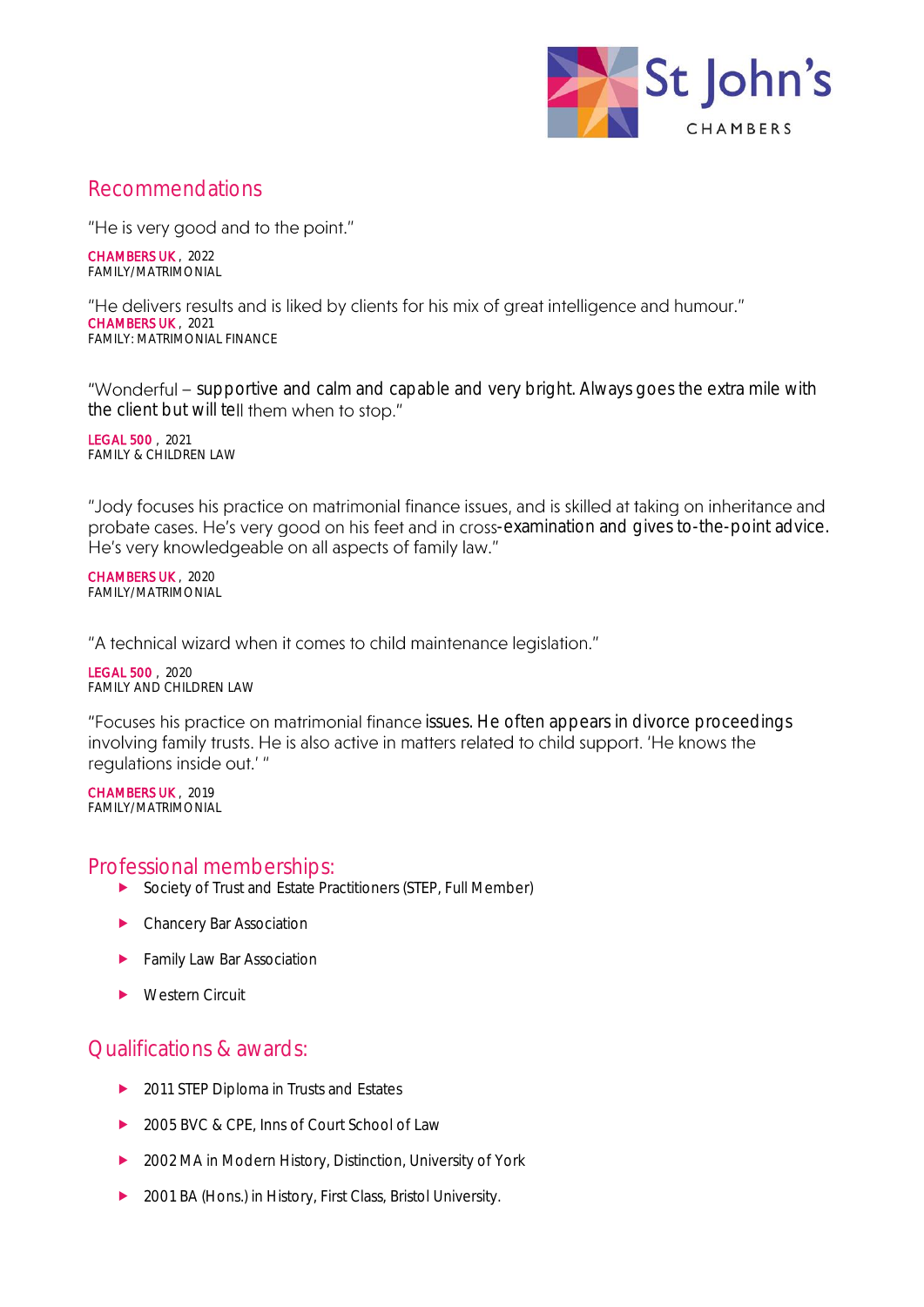## Recommendations

"He is very good and to the point."

**CHAMBERS UK**, 2022
FAMILY/MATRIMONIAL

"He delivers results and is liked by clients for his mix of great intelligence and humour."
**CHAMBERS UK**, 2021
FAMILY: MATRIMONIAL FINANCE

"Wonderful – supportive and calm and capable and very bright. Always goes the extra mile with the client but will tell them when to stop."

**LEGAL 500**, 2021
FAMILY & CHILDREN LAW

"Jody focuses his practice on matrimonial finance issues, and is skilled at taking on inheritance and probate cases. He's very good on his feet and in cross-examination and gives to-the-point advice. He's very knowledgeable on all aspects of family law."

**CHAMBERS UK**, 2020
FAMILY/MATRIMONIAL

"A technical wizard when it comes to child maintenance legislation."

**LEGAL 500**, 2020
FAMILY AND CHILDREN LAW

"Focuses his practice on matrimonial finance issues. He often appears in divorce proceedings involving family trusts. He is also active in matters related to child support. 'He knows the regulations inside out.' "

**CHAMBERS UK**, 2019
FAMILY/MATRIMONIAL

## Professional memberships:

- Society of Trust and Estate Practitioners (STEP, Full Member)
- Chancery Bar Association
- Family Law Bar Association
- Western Circuit

## Qualifications & awards:

- 2011 STEP Diploma in Trusts and Estates
- 2005 BVC & CPE, Inns of Court School of Law
- 2002 MA in Modern History, Distinction, University of York
- 2001 BA (Hons.) in History, First Class, Bristol University.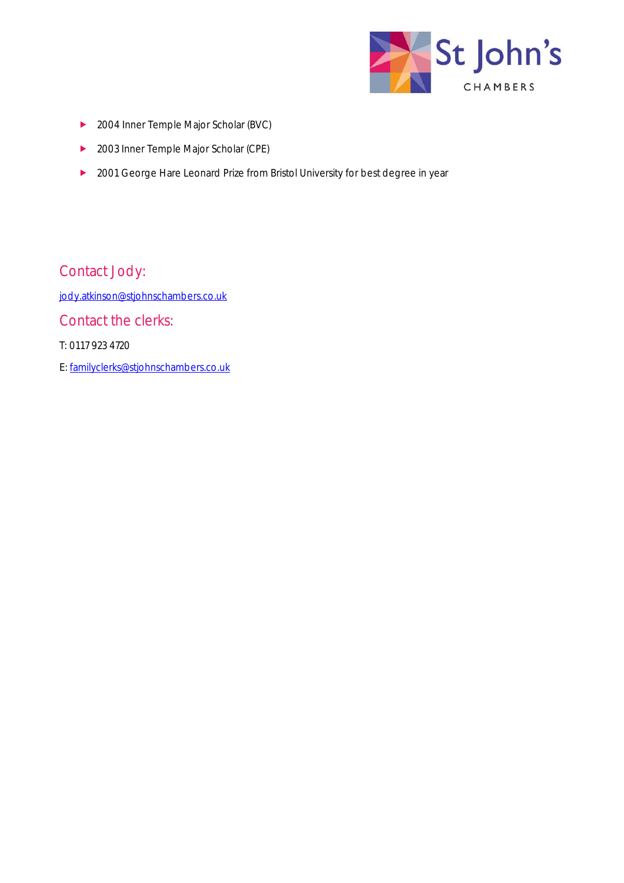- 2004 Inner Temple Major Scholar (BVC)
- 2003 Inner Temple Major Scholar (CPE)
- 2001 George Hare Leonard Prize from Bristol University for best degree in year

## Contact Jody:

jody.atkinson@stjohnschambers.co.uk

## Contact the clerks:

T: 0117 923 4720

E: familyclerks@stjohnschambers.co.uk